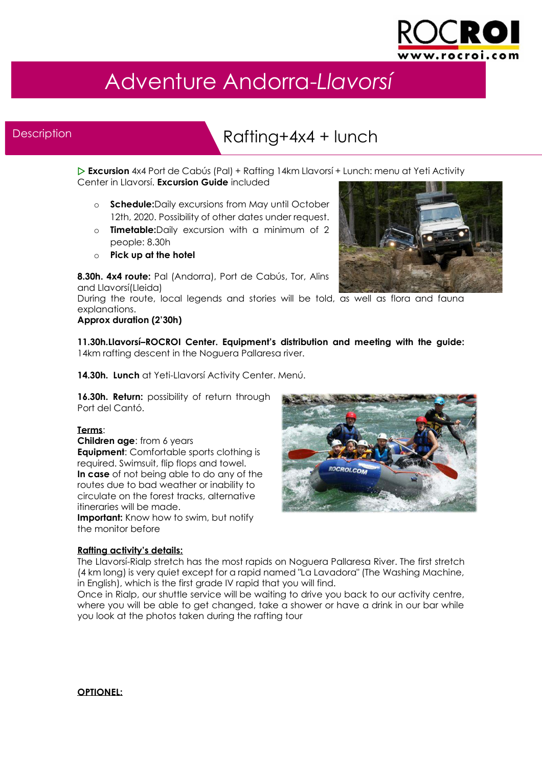ROCROI
www.rocroi.com

# Adventure Andorra-*Llavorsí*

## Description

## Rafting+4x4 + lunch

▷ **Excursion** 4x4 Port de Cabús (Pal) + Rafting 14km Llavorsí + Lunch: menu at Yeti Activity Center in Llavorsí. **Excursion Guide** included

- **Schedule:**Daily excursions from May until October 12th, 2020. Possibility of other dates under request.
- **Timetable:**Daily excursion with a minimum of 2 people: 8.30h
- **Pick up at the hotel**

**8.30h. 4x4 route:** Pal (Andorra), Port de Cabús, Tor, Alins and Llavorsí(Lleida)
During the route, local legends and stories will be told, as well as flora and fauna explanations.
**Approx duration (2'30h)**

**11.30h.Llavorsí–ROCROI Center. Equipment's distribution and meeting with the guide:** 14km rafting descent in the Noguera Pallaresa river.

**14.30h. Lunch** at Yeti-Llavorsí Activity Center. Menú.

**16.30h. Return:** possibility of return through Port del Cantó.

**Terms**:
**Children age**: from 6 years
**Equipment**: Comfortable sports clothing is required. Swimsuit, flip flops and towel.
**In case** of not being able to do any of the routes due to bad weather or inability to circulate on the forest tracks, alternative itineraries will be made.
**Important:** Know how to swim, but notify the monitor before

**Rafting activity's details:**
The Llavorsí-Rialp stretch has the most rapids on Noguera Pallaresa River. The first stretch (4 km long) is very quiet except for a rapid named "La Lavadora" (The Washing Machine, in English), which is the first grade IV rapid that you will find.
Once in Rialp, our shuttle service will be waiting to drive you back to our activity centre, where you will be able to get changed, take a shower or have a drink in our bar while you look at the photos taken during the rafting tour

**OPTIONEL:**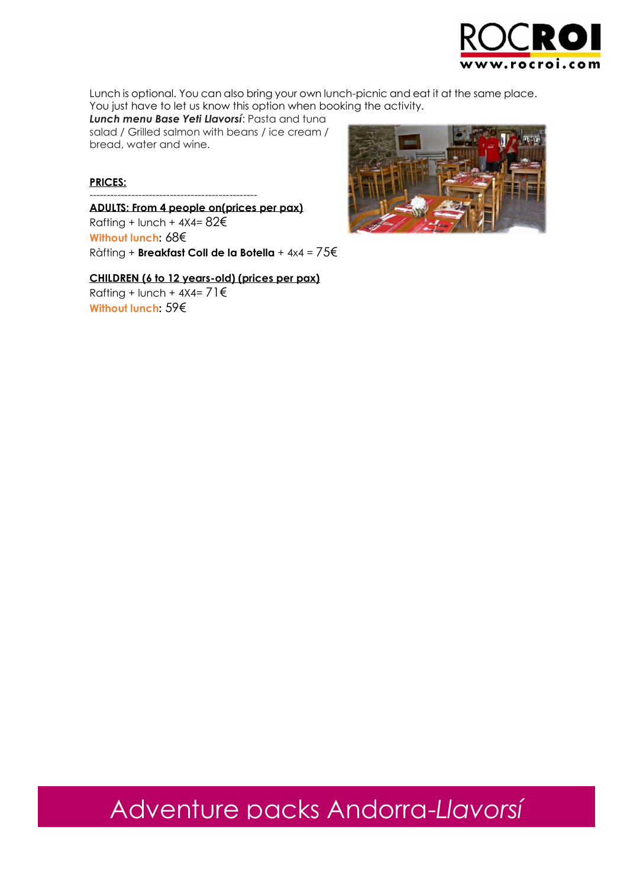Lunch is optional. You can also bring your own lunch-picnic and eat it at the same place. You just have to let us know this option when booking the activity.

***Lunch menu Base Yeti Llavorsí***: Pasta and tuna salad / Grilled salmon with beans / ice cream / bread, water and wine.

**PRICES:**

------------------------------------------------

**ADULTS: From 4 people on(prices per pax)**

Rafting + lunch + 4X4= 82€

**Without lunch**: 68€

Ràfting + **Breakfast Coll de la Botella** + 4x4 = 75€

**CHILDREN (6 to 12 years-old) (prices per pax)**

Rafting + lunch + 4X4= 71€

**Without lunch**: 59€

Adventure packs Andorra-*Llavorsí*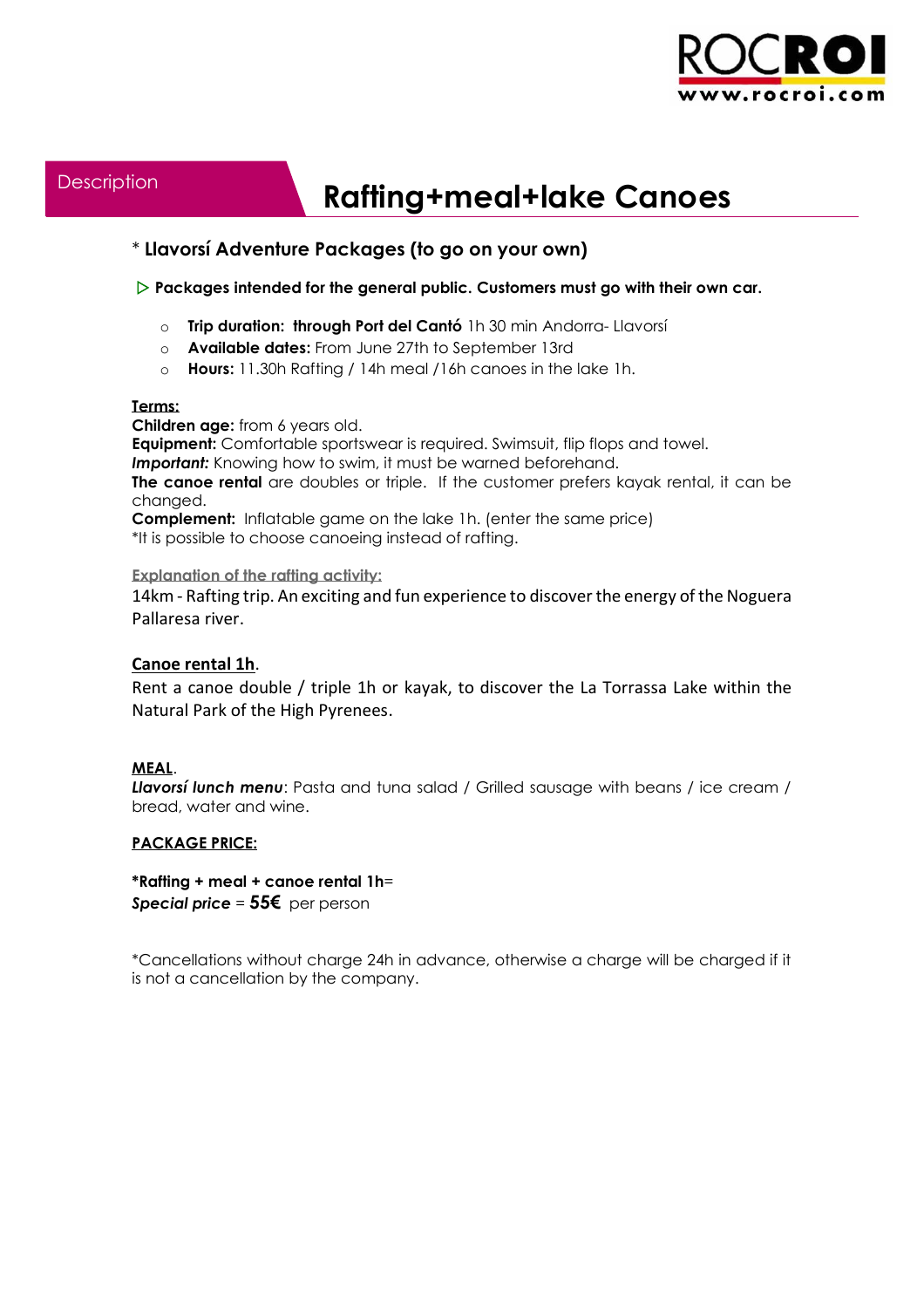Description

# Rafting+meal+lake Canoes

## * Llavorsí Adventure Packages (to go on your own)

▷ **Packages intended for the general public. Customers must go with their own car.**

- **Trip duration: through Port del Cantó** 1h 30 min Andorra- Llavorsí
- **Available dates:** From June 27th to September 13rd
- **Hours:** 11.30h Rafting / 14h meal /16h canoes in the lake 1h.

**Terms:**
**Children age:** from 6 years old.
**Equipment:** Comfortable sportswear is required. Swimsuit, flip flops and towel.
***Important:*** Knowing how to swim, it must be warned beforehand.
**The canoe rental** are doubles or triple. If the customer prefers kayak rental, it can be changed.
**Complement:** Inflatable game on the lake 1h. (enter the same price)
*It is possible to choose canoeing instead of rafting.

**Explanation of the rafting activity:**
14km - Rafting trip. An exciting and fun experience to discover the energy of the Noguera Pallaresa river.

**Canoe rental 1h**.
Rent a canoe double / triple 1h or kayak, to discover the La Torrassa Lake within the Natural Park of the High Pyrenees.

**MEAL**.
***Llavorsí lunch menu***: Pasta and tuna salad / Grilled sausage with beans / ice cream / bread, water and wine.

**PACKAGE PRICE:**

**\*Rafting + meal + canoe rental 1h**=
***Special price*** = **55€** per person

*Cancellations without charge 24h in advance, otherwise a charge will be charged if it is not a cancellation by the company.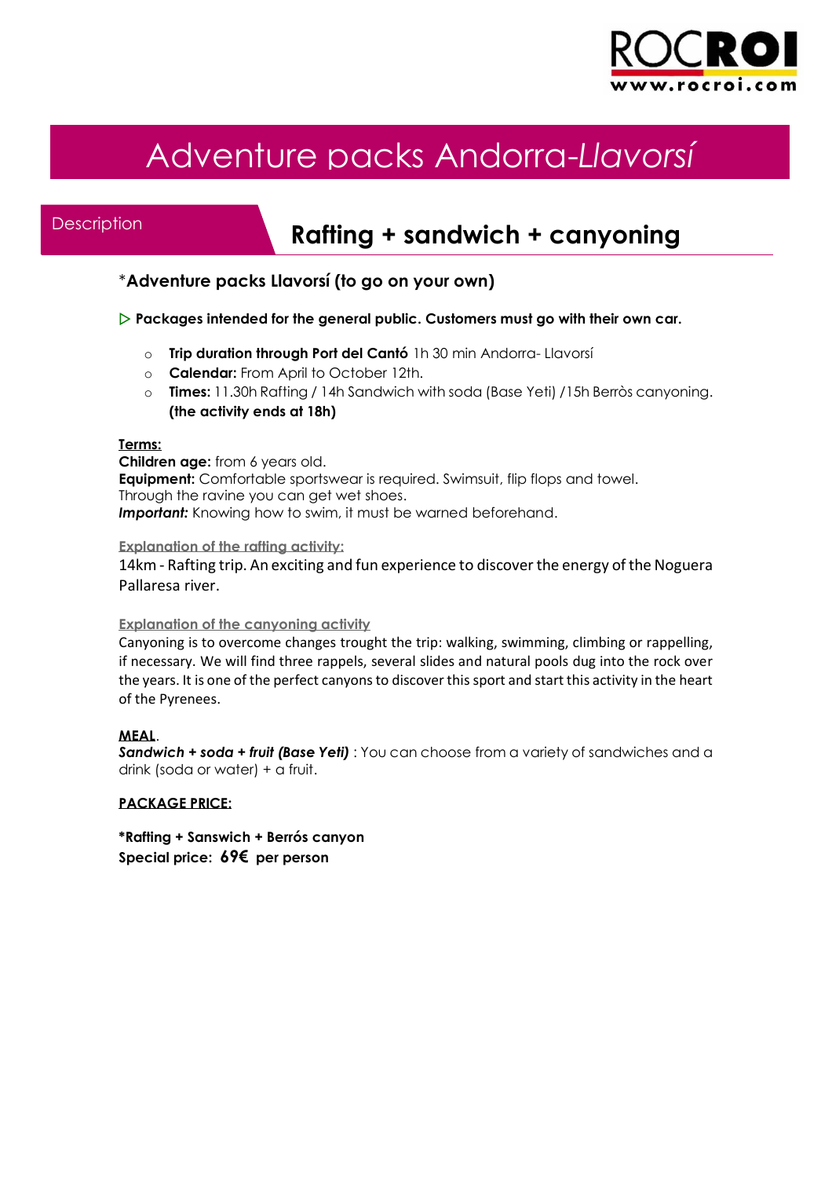# Adventure packs Andorra-*Llavorsí*

Description

## Rafting + sandwich + canyoning

### *Adventure packs Llavorsí (to go on your own)

▷ **Packages intended for the general public. Customers must go with their own car.**

- **Trip duration through Port del Cantó** 1h 30 min Andorra- Llavorsí
- **Calendar:** From April to October 12th.
- **Times:** 11.30h Rafting / 14h Sandwich with soda (Base Yeti) /15h Berròs canyoning. **(the activity ends at 18h)**

**Terms:**
**Children age:** from 6 years old.
**Equipment:** Comfortable sportswear is required. Swimsuit, flip flops and towel.
Through the ravine you can get wet shoes.
***Important:*** Knowing how to swim, it must be warned beforehand.

**Explanation of the rafting activity:**
14km - Rafting trip. An exciting and fun experience to discover the energy of the Noguera Pallaresa river.

**Explanation of the canyoning activity**
Canyoning is to overcome changes trought the trip: walking, swimming, climbing or rappelling, if necessary. We will find three rappels, several slides and natural pools dug into the rock over the years. It is one of the perfect canyons to discover this sport and start this activity in the heart of the Pyrenees.

**MEAL**.
***Sandwich + soda + fruit (Base Yeti)*** : You can choose from a variety of sandwiches and a drink (soda or water) + a fruit.

**PACKAGE PRICE:**

**\*Rafting + Sanswich + Berrós canyon**
**Special price: 69€ per person**